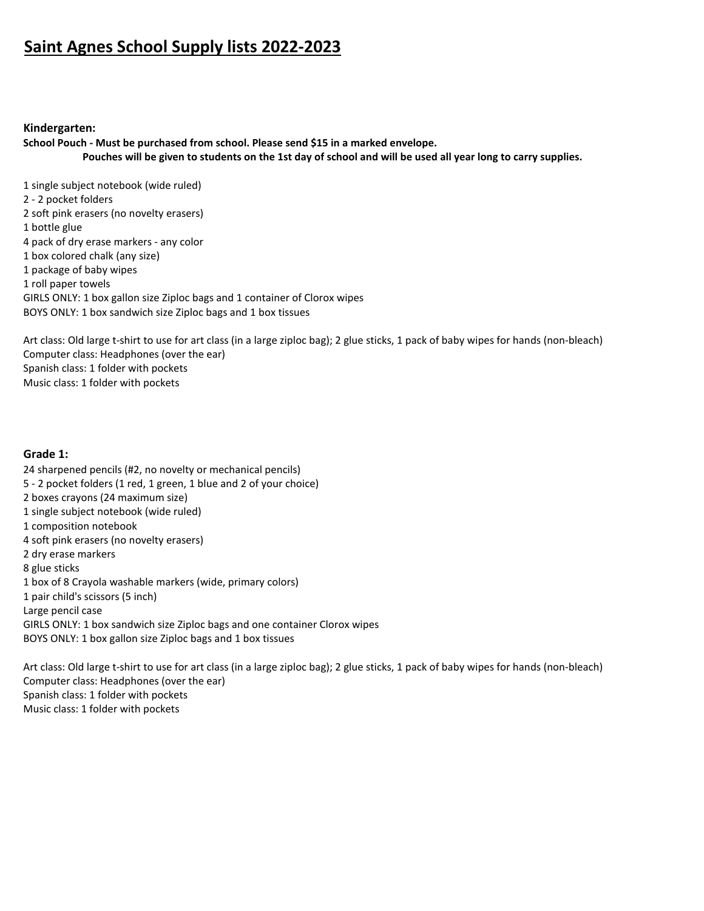# Saint Agnes School Supply lists 2022-2023

**Kindergarten:**

**School Pouch - Must be purchased from school. Please send $15 in a marked envelope.**
**Pouches will be given to students on the 1st day of school and will be used all year long to carry supplies.**

1 single subject notebook (wide ruled)
2 - 2 pocket folders
2 soft pink erasers (no novelty erasers)
1 bottle glue
4 pack of dry erase markers - any color
1 box colored chalk (any size)
1 package of baby wipes
1 roll paper towels
GIRLS ONLY: 1 box gallon size Ziploc bags and 1 container of Clorox wipes
BOYS ONLY: 1 box sandwich size Ziploc bags and 1 box tissues

Art class: Old large t-shirt to use for art class (in a large ziploc bag); 2 glue sticks, 1 pack of baby wipes for hands (non-bleach)
Computer class: Headphones (over the ear)
Spanish class: 1 folder with pockets
Music class: 1 folder with pockets

**Grade 1:**

24 sharpened pencils (#2, no novelty or mechanical pencils)
5 - 2 pocket folders (1 red, 1 green, 1 blue and 2 of your choice)
2 boxes crayons (24 maximum size)
1 single subject notebook (wide ruled)
1 composition notebook
4 soft pink erasers (no novelty erasers)
2 dry erase markers
8 glue sticks
1 box of 8 Crayola washable markers (wide, primary colors)
1 pair child's scissors (5 inch)
Large pencil case
GIRLS ONLY: 1 box sandwich size Ziploc bags and one container Clorox wipes
BOYS ONLY: 1 box gallon size Ziploc bags and 1 box tissues

Art class: Old large t-shirt to use for art class (in a large ziploc bag); 2 glue sticks, 1 pack of baby wipes for hands (non-bleach)
Computer class: Headphones (over the ear)
Spanish class: 1 folder with pockets
Music class: 1 folder with pockets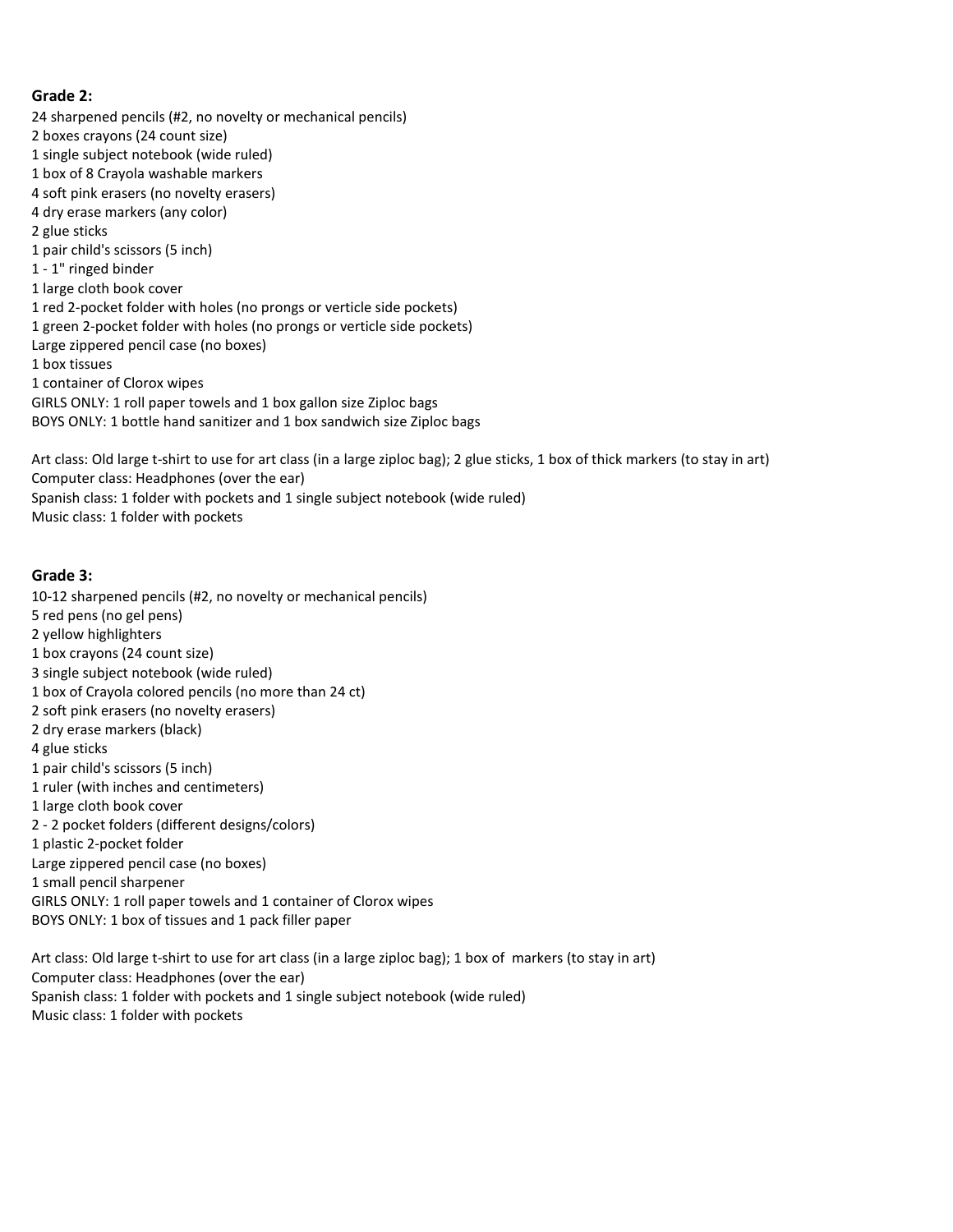**Grade 2:**

24 sharpened pencils (#2, no novelty or mechanical pencils)
2 boxes crayons (24 count size)
1 single subject notebook (wide ruled)
1 box of 8 Crayola washable markers
4 soft pink erasers (no novelty erasers)
4 dry erase markers (any color)
2 glue sticks
1 pair child's scissors (5 inch)
1 - 1" ringed binder
1 large cloth book cover
1 red 2-pocket folder with holes (no prongs or verticle side pockets)
1 green 2-pocket folder with holes (no prongs or verticle side pockets)
Large zippered pencil case (no boxes)
1 box tissues
1 container of Clorox wipes
GIRLS ONLY: 1 roll paper towels and 1 box gallon size Ziploc bags
BOYS ONLY: 1 bottle hand sanitizer and 1 box sandwich size Ziploc bags

Art class: Old large t-shirt to use for art class (in a large ziploc bag); 2 glue sticks, 1 box of thick markers (to stay in art)
Computer class: Headphones (over the ear)
Spanish class: 1 folder with pockets and 1 single subject notebook (wide ruled)
Music class: 1 folder with pockets

**Grade 3:**

10-12 sharpened pencils (#2, no novelty or mechanical pencils)
5 red pens (no gel pens)
2 yellow highlighters
1 box crayons (24 count size)
3 single subject notebook (wide ruled)
1 box of Crayola colored pencils (no more than 24 ct)
2 soft pink erasers (no novelty erasers)
2 dry erase markers (black)
4 glue sticks
1 pair child's scissors (5 inch)
1 ruler (with inches and centimeters)
1 large cloth book cover
2 - 2 pocket folders (different designs/colors)
1 plastic 2-pocket folder
Large zippered pencil case (no boxes)
1 small pencil sharpener
GIRLS ONLY: 1 roll paper towels and 1 container of Clorox wipes
BOYS ONLY: 1 box of tissues and 1 pack filler paper

Art class: Old large t-shirt to use for art class (in a large ziploc bag); 1 box of markers (to stay in art)
Computer class: Headphones (over the ear)
Spanish class: 1 folder with pockets and 1 single subject notebook (wide ruled)
Music class: 1 folder with pockets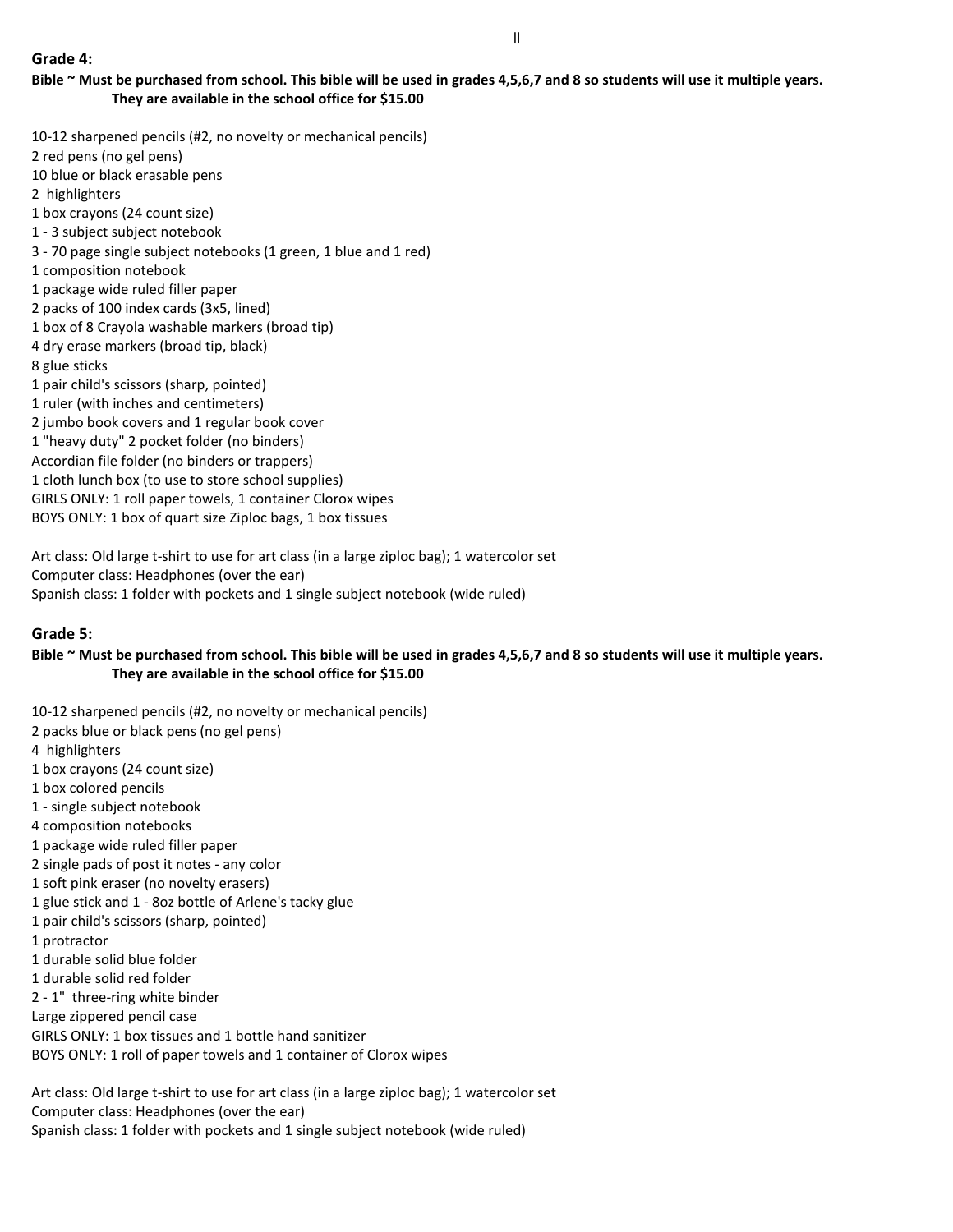## Grade 4:

**Bible ~ Must be purchased from school. This bible will be used in grades 4,5,6,7 and 8 so students will use it multiple years. They are available in the school office for $15.00**

10-12 sharpened pencils (#2, no novelty or mechanical pencils)
2 red pens (no gel pens)
10 blue or black erasable pens
2 highlighters
1 box crayons (24 count size)
1 - 3 subject subject notebook
3 - 70 page single subject notebooks (1 green, 1 blue and 1 red)
1 composition notebook
1 package wide ruled filler paper
2 packs of 100 index cards (3x5, lined)
1 box of 8 Crayola washable markers (broad tip)
4 dry erase markers (broad tip, black)
8 glue sticks
1 pair child's scissors (sharp, pointed)
1 ruler (with inches and centimeters)
2 jumbo book covers and 1 regular book cover
1 "heavy duty" 2 pocket folder (no binders)
Accordian file folder (no binders or trappers)
1 cloth lunch box (to use to store school supplies)
GIRLS ONLY: 1 roll paper towels, 1 container Clorox wipes
BOYS ONLY: 1 box of quart size Ziploc bags, 1 box tissues

Art class: Old large t-shirt to use for art class (in a large ziploc bag); 1 watercolor set
Computer class: Headphones (over the ear)
Spanish class: 1 folder with pockets and 1 single subject notebook (wide ruled)

## Grade 5:

**Bible ~ Must be purchased from school. This bible will be used in grades 4,5,6,7 and 8 so students will use it multiple years. They are available in the school office for $15.00**

10-12 sharpened pencils (#2, no novelty or mechanical pencils)
2 packs blue or black pens (no gel pens)
4 highlighters
1 box crayons (24 count size)
1 box colored pencils
1 - single subject notebook
4 composition notebooks
1 package wide ruled filler paper
2 single pads of post it notes - any color
1 soft pink eraser (no novelty erasers)
1 glue stick and 1 - 8oz bottle of Arlene's tacky glue
1 pair child's scissors (sharp, pointed)
1 protractor
1 durable solid blue folder
1 durable solid red folder
2 - 1" three-ring white binder
Large zippered pencil case
GIRLS ONLY: 1 box tissues and 1 bottle hand sanitizer
BOYS ONLY: 1 roll of paper towels and 1 container of Clorox wipes

Art class: Old large t-shirt to use for art class (in a large ziploc bag); 1 watercolor set
Computer class: Headphones (over the ear)
Spanish class: 1 folder with pockets and 1 single subject notebook (wide ruled)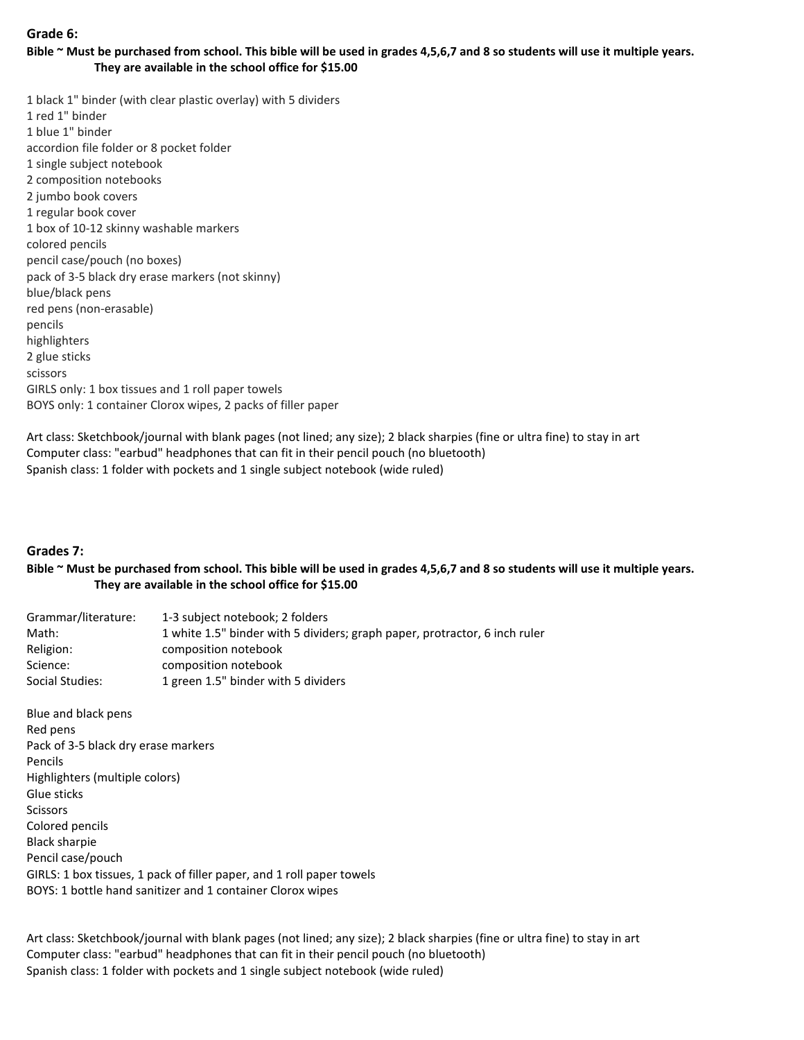## Grade 6:

**Bible ~ Must be purchased from school. This bible will be used in grades 4,5,6,7 and 8 so students will use it multiple years. They are available in the school office for $15.00**

1 black 1" binder (with clear plastic overlay) with 5 dividers
1 red 1" binder
1 blue 1" binder
accordion file folder or 8 pocket folder
1 single subject notebook
2 composition notebooks
2 jumbo book covers
1 regular book cover
1 box of 10-12 skinny washable markers
colored pencils
pencil case/pouch (no boxes)
pack of 3-5 black dry erase markers (not skinny)
blue/black pens
red pens (non-erasable)
pencils
highlighters
2 glue sticks
scissors
GIRLS only: 1 box tissues and 1 roll paper towels
BOYS only: 1 container Clorox wipes, 2 packs of filler paper

Art class: Sketchbook/journal with blank pages (not lined; any size); 2 black sharpies (fine or ultra fine) to stay in art
Computer class: "earbud" headphones that can fit in their pencil pouch (no bluetooth)
Spanish class: 1 folder with pockets and 1 single subject notebook (wide ruled)

## Grades 7:

**Bible ~ Must be purchased from school. This bible will be used in grades 4,5,6,7 and 8 so students will use it multiple years. They are available in the school office for $15.00**

| | |
|---|---|
| Grammar/literature: | 1-3 subject notebook; 2 folders |
| Math: | 1 white 1.5" binder with 5 dividers; graph paper, protractor, 6 inch ruler |
| Religion: | composition notebook |
| Science: | composition notebook |
| Social Studies: | 1 green 1.5" binder with 5 dividers |

Blue and black pens
Red pens
Pack of 3-5 black dry erase markers
Pencils
Highlighters (multiple colors)
Glue sticks
Scissors
Colored pencils
Black sharpie
Pencil case/pouch
GIRLS: 1 box tissues, 1 pack of filler paper, and 1 roll paper towels
BOYS: 1 bottle hand sanitizer and 1 container Clorox wipes

Art class: Sketchbook/journal with blank pages (not lined; any size); 2 black sharpies (fine or ultra fine) to stay in art
Computer class: "earbud" headphones that can fit in their pencil pouch (no bluetooth)
Spanish class: 1 folder with pockets and 1 single subject notebook (wide ruled)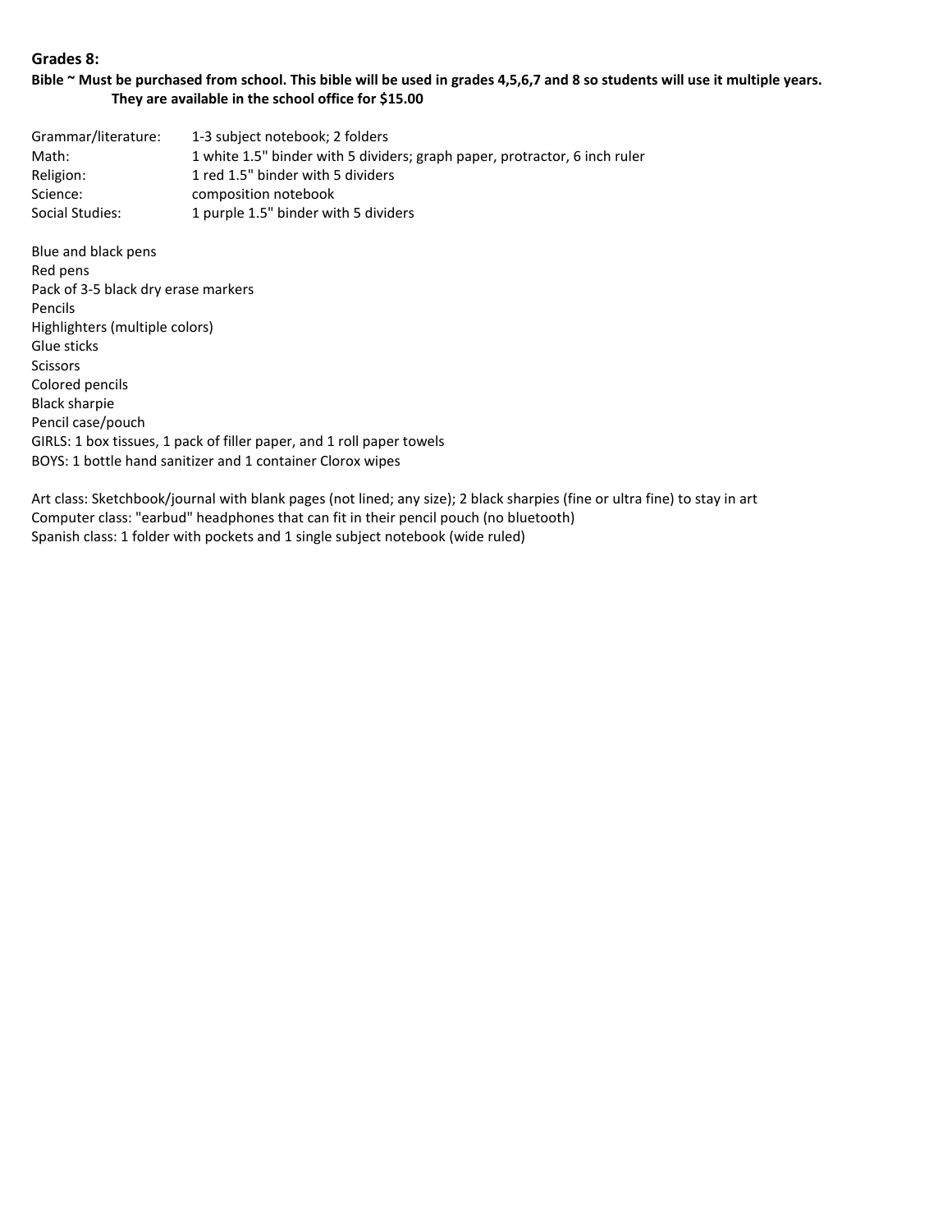**Grades 8:**

**Bible ~ Must be purchased from school. This bible will be used in grades 4,5,6,7 and 8 so students will use it multiple years. They are available in the school office for $15.00**

| | |
|---|---|
| Grammar/literature: | 1-3 subject notebook; 2 folders |
| Math: | 1 white 1.5" binder with 5 dividers; graph paper, protractor, 6 inch ruler |
| Religion: | 1 red 1.5" binder with 5 dividers |
| Science: | composition notebook |
| Social Studies: | 1 purple 1.5" binder with 5 dividers |

Blue and black pens
Red pens
Pack of 3-5 black dry erase markers
Pencils
Highlighters (multiple colors)
Glue sticks
Scissors
Colored pencils
Black sharpie
Pencil case/pouch
GIRLS: 1 box tissues, 1 pack of filler paper, and 1 roll paper towels
BOYS: 1 bottle hand sanitizer and 1 container Clorox wipes

Art class: Sketchbook/journal with blank pages (not lined; any size); 2 black sharpies (fine or ultra fine) to stay in art
Computer class: "earbud" headphones that can fit in their pencil pouch (no bluetooth)
Spanish class: 1 folder with pockets and 1 single subject notebook (wide ruled)